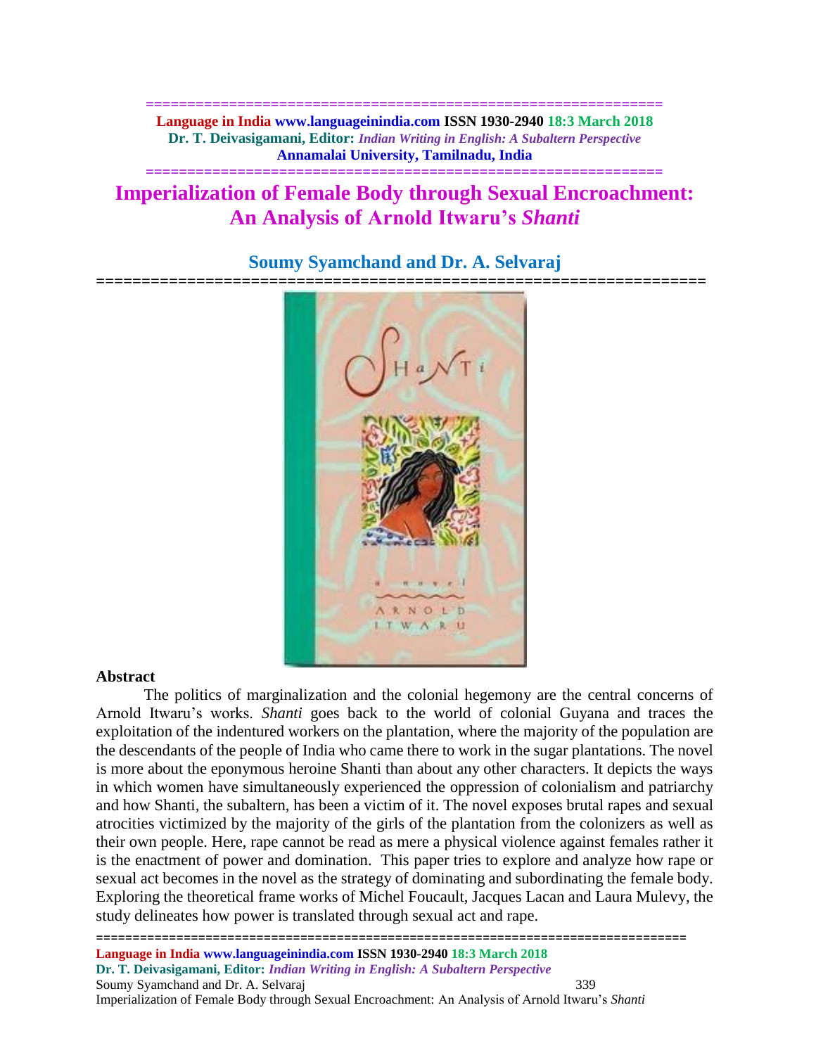# Imperialization of Female Body through Sexual Encroachment: An Analysis of Arnold Itwaru's *Shanti*

## Soumy Syamchand and Dr. A. Selvaraj

### Abstract

The politics of marginalization and the colonial hegemony are the central concerns of Arnold Itwaru's works. *Shanti* goes back to the world of colonial Guyana and traces the exploitation of the indentured workers on the plantation, where the majority of the population are the descendants of the people of India who came there to work in the sugar plantations. The novel is more about the eponymous heroine Shanti than about any other characters. It depicts the ways in which women have simultaneously experienced the oppression of colonialism and patriarchy and how Shanti, the subaltern, has been a victim of it. The novel exposes brutal rapes and sexual atrocities victimized by the majority of the girls of the plantation from the colonizers as well as their own people. Here, rape cannot be read as mere a physical violence against females rather it is the enactment of power and domination. This paper tries to explore and analyze how rape or sexual act becomes in the novel as the strategy of dominating and subordinating the female body. Exploring the theoretical frame works of Michel Foucault, Jacques Lacan and Laura Mulevy, the study delineates how power is translated through sexual act and rape.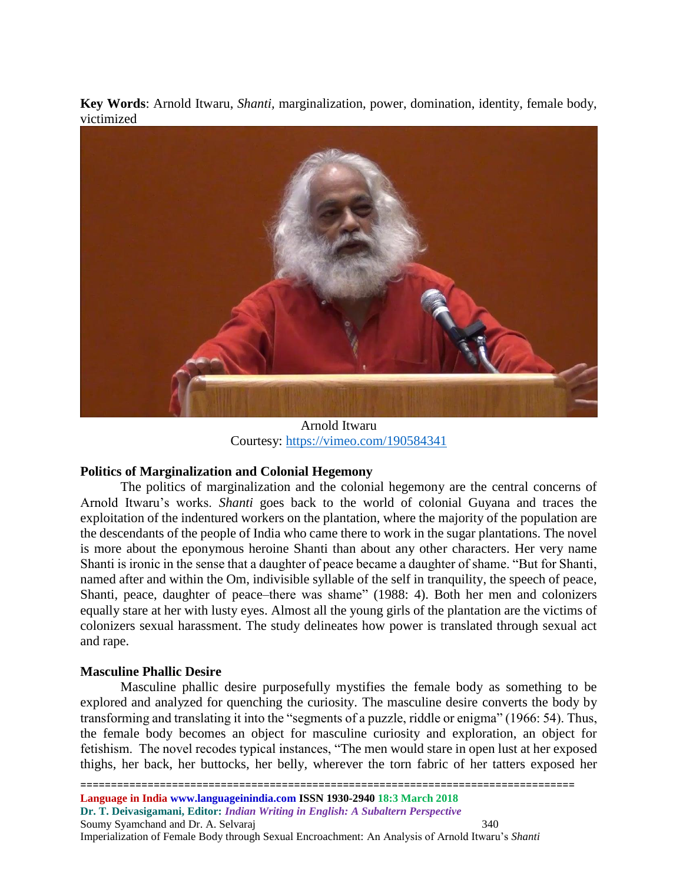**Key Words**: Arnold Itwaru, *Shanti,* marginalization, power, domination, identity, female body, victimized

Arnold Itwaru
Courtesy: https://vimeo.com/190584341

**Politics of Marginalization and Colonial Hegemony**

The politics of marginalization and the colonial hegemony are the central concerns of Arnold Itwaru's works. *Shanti* goes back to the world of colonial Guyana and traces the exploitation of the indentured workers on the plantation, where the majority of the population are the descendants of the people of India who came there to work in the sugar plantations. The novel is more about the eponymous heroine Shanti than about any other characters. Her very name Shanti is ironic in the sense that a daughter of peace became a daughter of shame. "But for Shanti, named after and within the Om, indivisible syllable of the self in tranquility, the speech of peace, Shanti, peace, daughter of peace–there was shame" (1988: 4). Both her men and colonizers equally stare at her with lusty eyes. Almost all the young girls of the plantation are the victims of colonizers sexual harassment. The study delineates how power is translated through sexual act and rape.

**Masculine Phallic Desire**

Masculine phallic desire purposefully mystifies the female body as something to be explored and analyzed for quenching the curiosity. The masculine desire converts the body by transforming and translating it into the "segments of a puzzle, riddle or enigma" (1966: 54). Thus, the female body becomes an object for masculine curiosity and exploration, an object for fetishism. The novel recodes typical instances, "The men would stare in open lust at her exposed thighs, her back, her buttocks, her belly, wherever the torn fabric of her tatters exposed her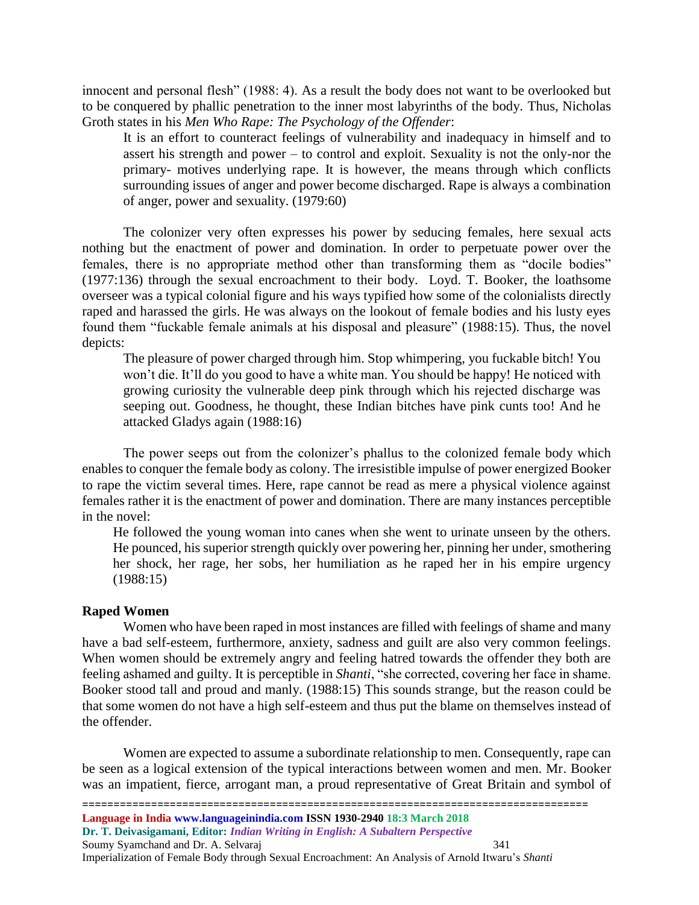innocent and personal flesh" (1988: 4). As a result the body does not want to be overlooked but to be conquered by phallic penetration to the inner most labyrinths of the body. Thus, Nicholas Groth states in his *Men Who Rape: The Psychology of the Offender*:

> It is an effort to counteract feelings of vulnerability and inadequacy in himself and to assert his strength and power – to control and exploit. Sexuality is not the only-nor the primary- motives underlying rape. It is however, the means through which conflicts surrounding issues of anger and power become discharged. Rape is always a combination of anger, power and sexuality. (1979:60)

The colonizer very often expresses his power by seducing females, here sexual acts nothing but the enactment of power and domination. In order to perpetuate power over the females, there is no appropriate method other than transforming them as "docile bodies" (1977:136) through the sexual encroachment to their body. Loyd. T. Booker, the loathsome overseer was a typical colonial figure and his ways typified how some of the colonialists directly raped and harassed the girls. He was always on the lookout of female bodies and his lusty eyes found them "fuckable female animals at his disposal and pleasure" (1988:15). Thus, the novel depicts:

> The pleasure of power charged through him. Stop whimpering, you fuckable bitch! You won't die. It'll do you good to have a white man. You should be happy! He noticed with growing curiosity the vulnerable deep pink through which his rejected discharge was seeping out. Goodness, he thought, these Indian bitches have pink cunts too! And he attacked Gladys again (1988:16)

The power seeps out from the colonizer's phallus to the colonized female body which enables to conquer the female body as colony. The irresistible impulse of power energized Booker to rape the victim several times. Here, rape cannot be read as mere a physical violence against females rather it is the enactment of power and domination. There are many instances perceptible in the novel:

> He followed the young woman into canes when she went to urinate unseen by the others. He pounced, his superior strength quickly over powering her, pinning her under, smothering her shock, her rage, her sobs, her humiliation as he raped her in his empire urgency (1988:15)

**Raped Women**

Women who have been raped in most instances are filled with feelings of shame and many have a bad self-esteem, furthermore, anxiety, sadness and guilt are also very common feelings. When women should be extremely angry and feeling hatred towards the offender they both are feeling ashamed and guilty. It is perceptible in *Shanti*, "she corrected, covering her face in shame. Booker stood tall and proud and manly. (1988:15) This sounds strange, but the reason could be that some women do not have a high self-esteem and thus put the blame on themselves instead of the offender.

Women are expected to assume a subordinate relationship to men. Consequently, rape can be seen as a logical extension of the typical interactions between women and men. Mr. Booker was an impatient, fierce, arrogant man, a proud representative of Great Britain and symbol of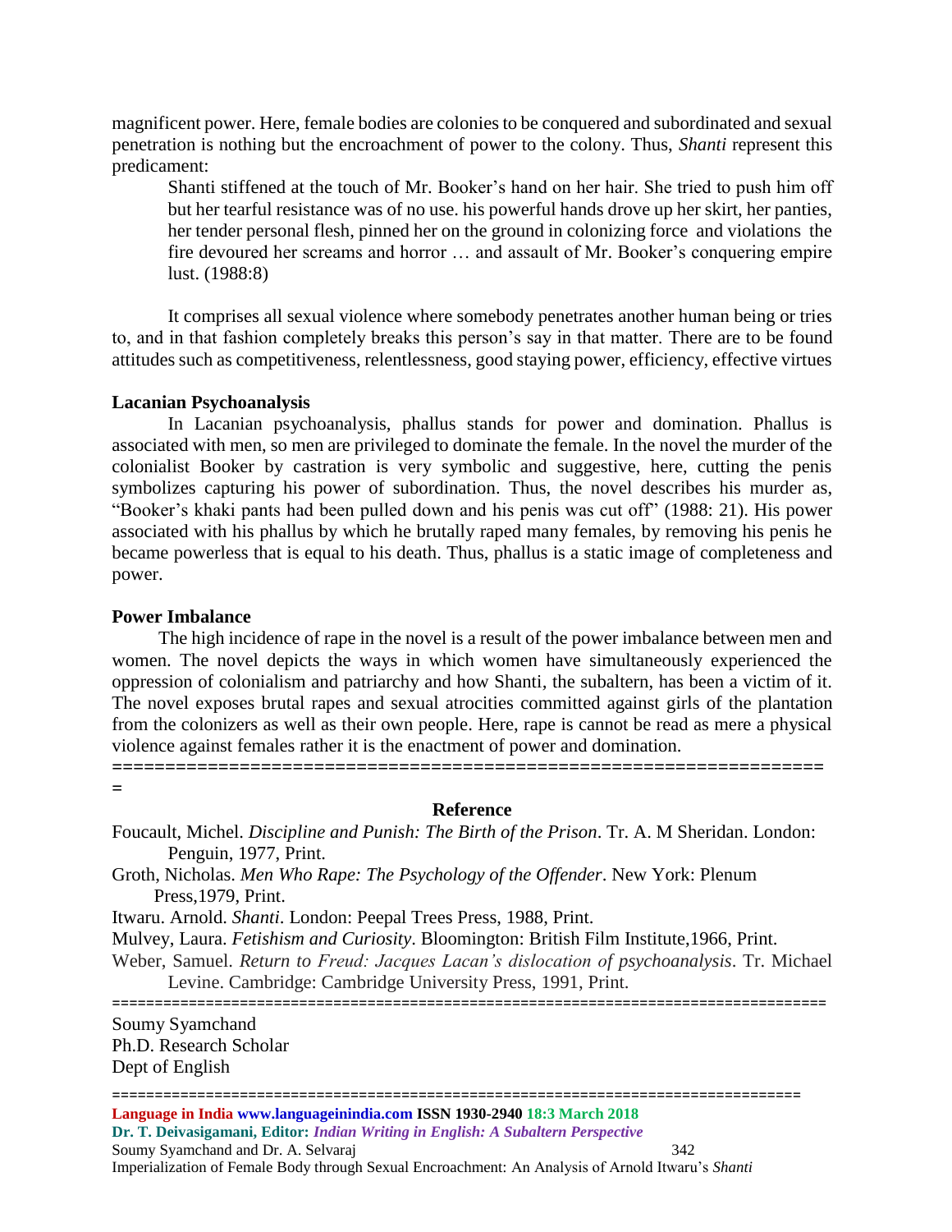magnificent power. Here, female bodies are colonies to be conquered and subordinated and sexual penetration is nothing but the encroachment of power to the colony. Thus, *Shanti* represent this predicament:

> Shanti stiffened at the touch of Mr. Booker's hand on her hair. She tried to push him off but her tearful resistance was of no use. his powerful hands drove up her skirt, her panties, her tender personal flesh, pinned her on the ground in colonizing force and violations the fire devoured her screams and horror … and assault of Mr. Booker's conquering empire lust. (1988:8)

It comprises all sexual violence where somebody penetrates another human being or tries to, and in that fashion completely breaks this person's say in that matter. There are to be found attitudes such as competitiveness, relentlessness, good staying power, efficiency, effective virtues

**Lacanian Psychoanalysis**

In Lacanian psychoanalysis, phallus stands for power and domination. Phallus is associated with men, so men are privileged to dominate the female. In the novel the murder of the colonialist Booker by castration is very symbolic and suggestive, here, cutting the penis symbolizes capturing his power of subordination. Thus, the novel describes his murder as, "Booker's khaki pants had been pulled down and his penis was cut off" (1988: 21). His power associated with his phallus by which he brutally raped many females, by removing his penis he became powerless that is equal to his death. Thus, phallus is a static image of completeness and power.

**Power Imbalance**

The high incidence of rape in the novel is a result of the power imbalance between men and women. The novel depicts the ways in which women have simultaneously experienced the oppression of colonialism and patriarchy and how Shanti, the subaltern, has been a victim of it. The novel exposes brutal rapes and sexual atrocities committed against girls of the plantation from the colonizers as well as their own people. Here, rape is cannot be read as mere a physical violence against females rather it is the enactment of power and domination.

=====================================================================

**Reference**

Foucault, Michel. *Discipline and Punish: The Birth of the Prison*. Tr. A. M Sheridan. London: Penguin, 1977, Print.

Groth, Nicholas. *Men Who Rape: The Psychology of the Offender*. New York: Plenum Press,1979, Print.

Itwaru. Arnold. *Shanti*. London: Peepal Trees Press, 1988, Print.

Mulvey, Laura. *Fetishism and Curiosity*. Bloomington: British Film Institute,1966, Print.

Weber, Samuel. *Return to Freud: Jacques Lacan's dislocation of psychoanalysis*. Tr. Michael Levine. Cambridge: Cambridge University Press, 1991, Print.

=====================================================================

Soumy Syamchand
Ph.D. Research Scholar
Dept of English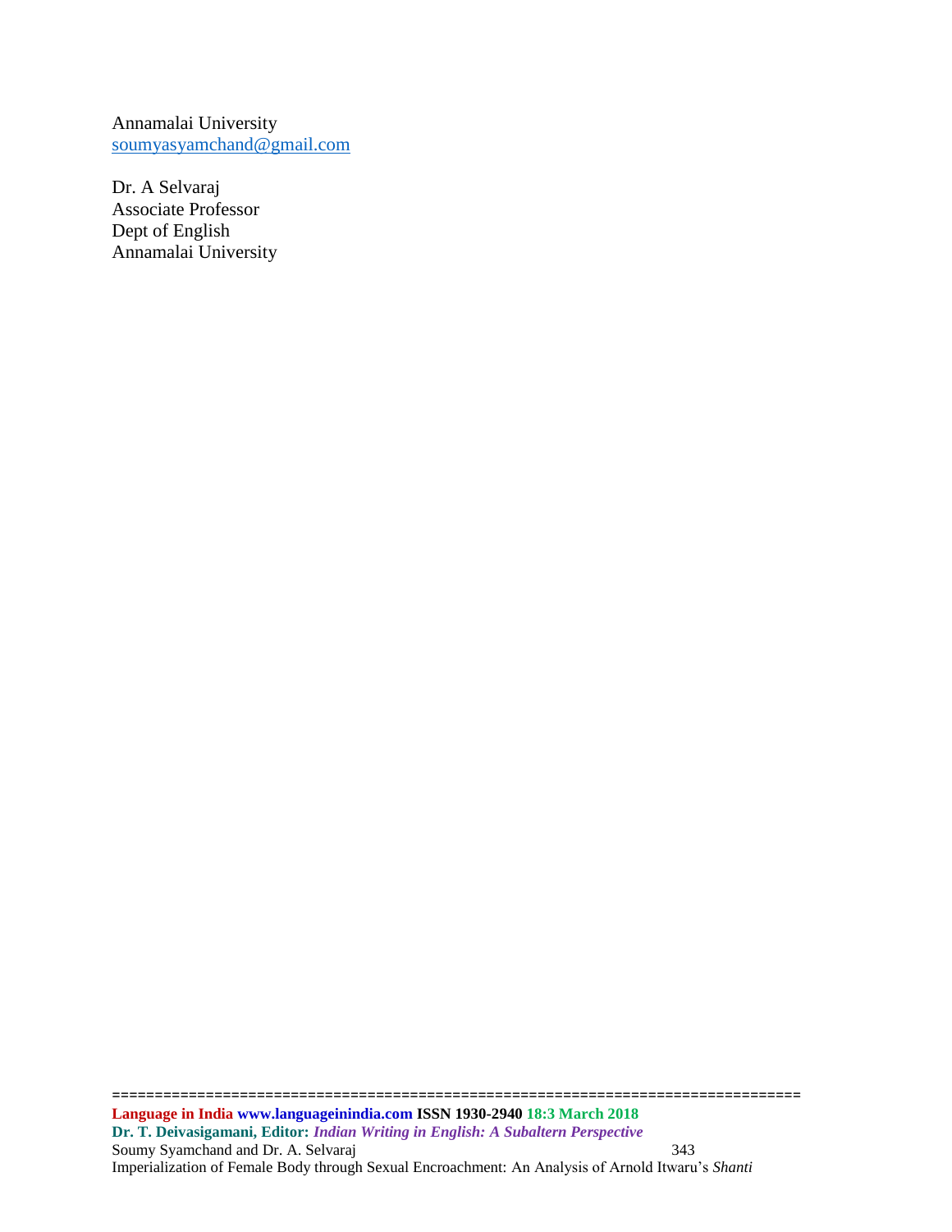Annamalai University
soumyasyamchand@gmail.com

Dr. A Selvaraj
Associate Professor
Dept of English
Annamalai University